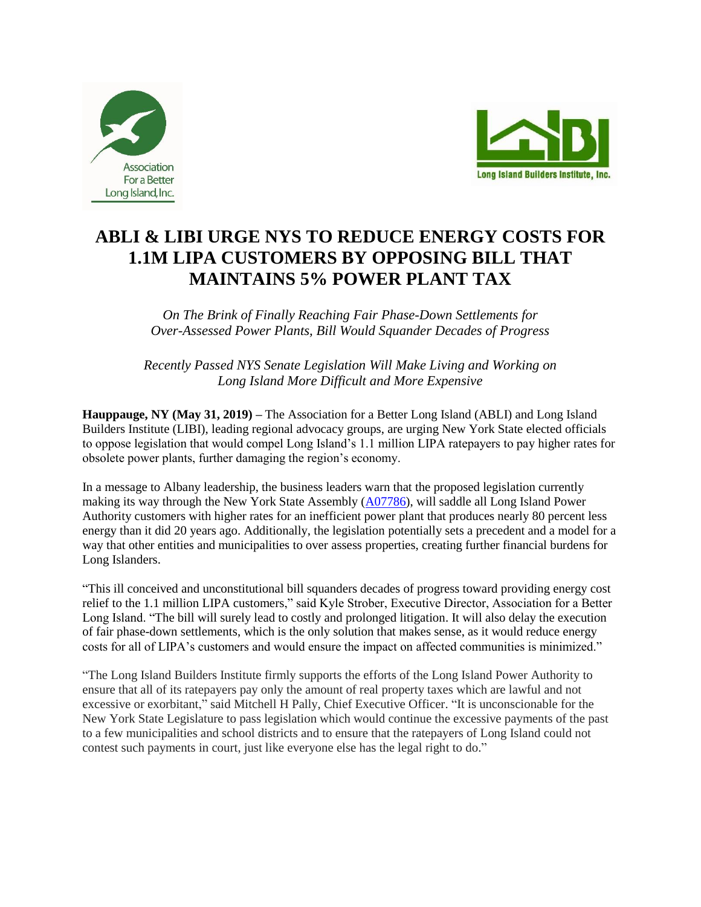Association For a Better Long Island, Inc.

Long Island Builders Institute, Inc.

# ABLI & LIBI URGE NYS TO REDUCE ENERGY COSTS FOR 1.1M LIPA CUSTOMERS BY OPPOSING BILL THAT MAINTAINS 5% POWER PLANT TAX

*On The Brink of Finally Reaching Fair Phase-Down Settlements for Over-Assessed Power Plants, Bill Would Squander Decades of Progress*

*Recently Passed NYS Senate Legislation Will Make Living and Working on Long Island More Difficult and More Expensive*

**Hauppauge, NY (May 31, 2019) –** The Association for a Better Long Island (ABLI) and Long Island Builders Institute (LIBI), leading regional advocacy groups, are urging New York State elected officials to oppose legislation that would compel Long Island's 1.1 million LIPA ratepayers to pay higher rates for obsolete power plants, further damaging the region's economy.

In a message to Albany leadership, the business leaders warn that the proposed legislation currently making its way through the New York State Assembly (A07786), will saddle all Long Island Power Authority customers with higher rates for an inefficient power plant that produces nearly 80 percent less energy than it did 20 years ago. Additionally, the legislation potentially sets a precedent and a model for a way that other entities and municipalities to over assess properties, creating further financial burdens for Long Islanders.

"This ill conceived and unconstitutional bill squanders decades of progress toward providing energy cost relief to the 1.1 million LIPA customers," said Kyle Strober, Executive Director, Association for a Better Long Island. "The bill will surely lead to costly and prolonged litigation. It will also delay the execution of fair phase-down settlements, which is the only solution that makes sense, as it would reduce energy costs for all of LIPA's customers and would ensure the impact on affected communities is minimized."

"The Long Island Builders Institute firmly supports the efforts of the Long Island Power Authority to ensure that all of its ratepayers pay only the amount of real property taxes which are lawful and not excessive or exorbitant," said Mitchell H Pally, Chief Executive Officer. "It is unconscionable for the New York State Legislature to pass legislation which would continue the excessive payments of the past to a few municipalities and school districts and to ensure that the ratepayers of Long Island could not contest such payments in court, just like everyone else has the legal right to do."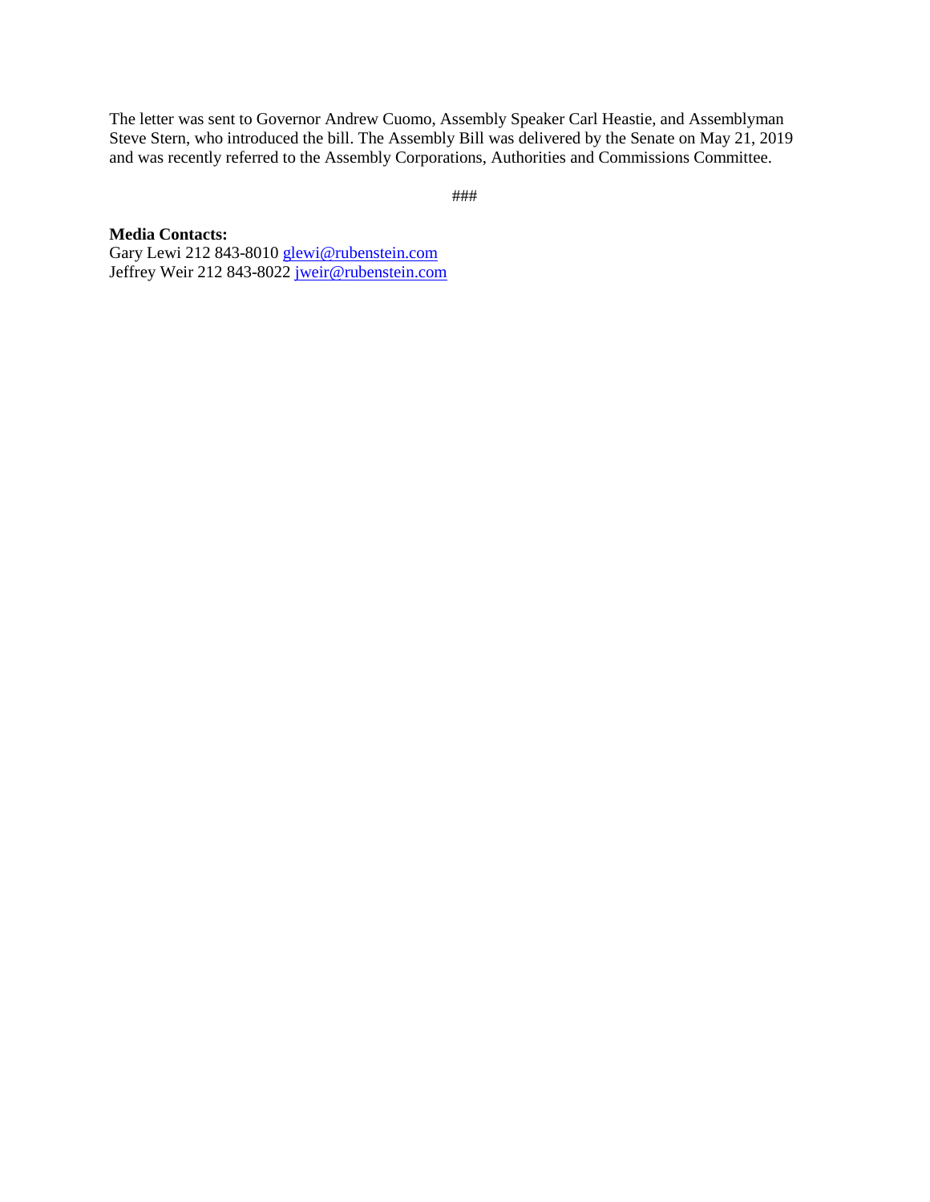The letter was sent to Governor Andrew Cuomo, Assembly Speaker Carl Heastie, and Assemblyman Steve Stern, who introduced the bill. The Assembly Bill was delivered by the Senate on May 21, 2019 and was recently referred to the Assembly Corporations, Authorities and Commissions Committee.

###

**Media Contacts:**
Gary Lewi 212 843-8010 glewi@rubenstein.com
Jeffrey Weir 212 843-8022 jweir@rubenstein.com